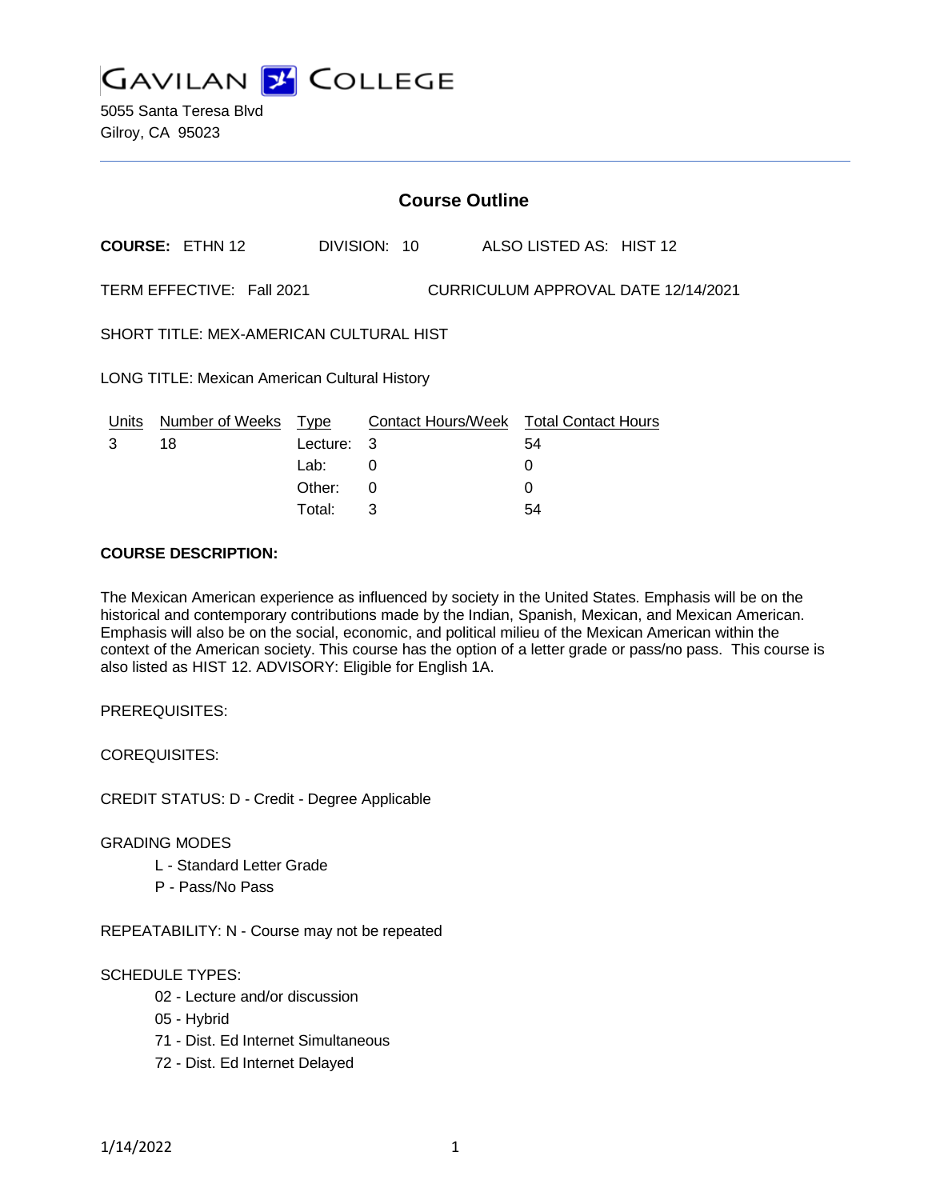# GAVILAN COLLEGE

5055 Santa Teresa Blvd
Gilroy, CA 95023

## Course Outline

**COURSE:** ETHN 12 DIVISION: 10 ALSO LISTED AS: HIST 12

TERM EFFECTIVE: Fall 2021 CURRICULUM APPROVAL DATE 12/14/2021

SHORT TITLE: MEX-AMERICAN CULTURAL HIST

LONG TITLE: Mexican American Cultural History

| Units | Number of Weeks | Type | Contact Hours/Week | Total Contact Hours |
|---|---|---|---|---|
| 3 | 18 | Lecture: | 3 | 54 |
| | | Lab: | 0 | 0 |
| | | Other: | 0 | 0 |
| | | Total: | 3 | 54 |

**COURSE DESCRIPTION:**

The Mexican American experience as influenced by society in the United States. Emphasis will be on the historical and contemporary contributions made by the Indian, Spanish, Mexican, and Mexican American. Emphasis will also be on the social, economic, and political milieu of the Mexican American within the context of the American society. This course has the option of a letter grade or pass/no pass. This course is also listed as HIST 12. ADVISORY: Eligible for English 1A.

PREREQUISITES:

COREQUISITES:

CREDIT STATUS: D - Credit - Degree Applicable

GRADING MODES

- L - Standard Letter Grade
- P - Pass/No Pass

REPEATABILITY: N - Course may not be repeated

SCHEDULE TYPES:

- 02 - Lecture and/or discussion
- 05 - Hybrid
- 71 - Dist. Ed Internet Simultaneous
- 72 - Dist. Ed Internet Delayed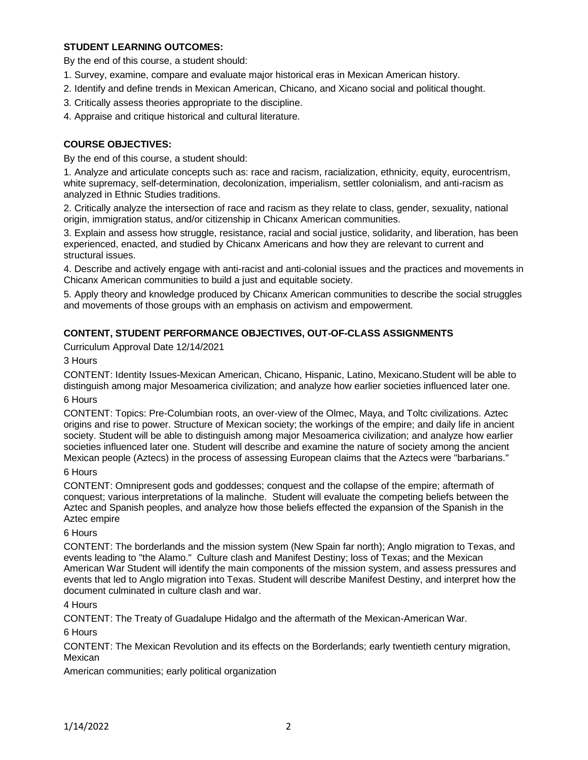### STUDENT LEARNING OUTCOMES:

By the end of this course, a student should:

1. Survey, examine, compare and evaluate major historical eras in Mexican American history.
2. Identify and define trends in Mexican American, Chicano, and Xicano social and political thought.
3. Critically assess theories appropriate to the discipline.
4. Appraise and critique historical and cultural literature.

### COURSE OBJECTIVES:

By the end of this course, a student should:

1. Analyze and articulate concepts such as: race and racism, racialization, ethnicity, equity, eurocentrism, white supremacy, self-determination, decolonization, imperialism, settler colonialism, and anti-racism as analyzed in Ethnic Studies traditions.
2. Critically analyze the intersection of race and racism as they relate to class, gender, sexuality, national origin, immigration status, and/or citizenship in Chicanx American communities.
3. Explain and assess how struggle, resistance, racial and social justice, solidarity, and liberation, has been experienced, enacted, and studied by Chicanx Americans and how they are relevant to current and structural issues.
4. Describe and actively engage with anti-racist and anti-colonial issues and the practices and movements in Chicanx American communities to build a just and equitable society.
5. Apply theory and knowledge produced by Chicanx American communities to describe the social struggles and movements of those groups with an emphasis on activism and empowerment.

### CONTENT, STUDENT PERFORMANCE OBJECTIVES, OUT-OF-CLASS ASSIGNMENTS

Curriculum Approval Date 12/14/2021

3 Hours

CONTENT: Identity Issues-Mexican American, Chicano, Hispanic, Latino, Mexicano.Student will be able to distinguish among major Mesoamerica civilization; and analyze how earlier societies influenced later one.

6 Hours

CONTENT: Topics: Pre-Columbian roots, an over-view of the Olmec, Maya, and Toltc civilizations. Aztec origins and rise to power. Structure of Mexican society; the workings of the empire; and daily life in ancient society. Student will be able to distinguish among major Mesoamerica civilization; and analyze how earlier societies influenced later one. Student will describe and examine the nature of society among the ancient Mexican people (Aztecs) in the process of assessing European claims that the Aztecs were "barbarians."

6 Hours

CONTENT: Omnipresent gods and goddesses; conquest and the collapse of the empire; aftermath of conquest; various interpretations of la malinche. Student will evaluate the competing beliefs between the Aztec and Spanish peoples, and analyze how those beliefs effected the expansion of the Spanish in the Aztec empire

6 Hours

CONTENT: The borderlands and the mission system (New Spain far north); Anglo migration to Texas, and events leading to "the Alamo." Culture clash and Manifest Destiny; loss of Texas; and the Mexican American War Student will identify the main components of the mission system, and assess pressures and events that led to Anglo migration into Texas. Student will describe Manifest Destiny, and interpret how the document culminated in culture clash and war.

4 Hours

CONTENT: The Treaty of Guadalupe Hidalgo and the aftermath of the Mexican-American War.

6 Hours

CONTENT: The Mexican Revolution and its effects on the Borderlands; early twentieth century migration, Mexican American communities; early political organization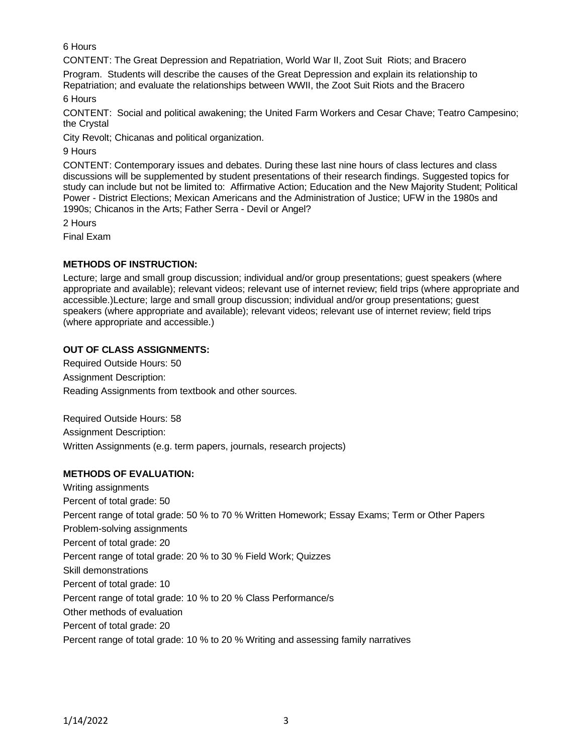6 Hours

CONTENT: The Great Depression and Repatriation, World War II, Zoot Suit Riots; and Bracero Program. Students will describe the causes of the Great Depression and explain its relationship to Repatriation; and evaluate the relationships between WWII, the Zoot Suit Riots and the Bracero

6 Hours

CONTENT: Social and political awakening; the United Farm Workers and Cesar Chave; Teatro Campesino; the Crystal City Revolt; Chicanas and political organization.

9 Hours

CONTENT: Contemporary issues and debates. During these last nine hours of class lectures and class discussions will be supplemented by student presentations of their research findings. Suggested topics for study can include but not be limited to: Affirmative Action; Education and the New Majority Student; Political Power - District Elections; Mexican Americans and the Administration of Justice; UFW in the 1980s and 1990s; Chicanos in the Arts; Father Serra - Devil or Angel?

2 Hours

Final Exam

**METHODS OF INSTRUCTION:**

Lecture; large and small group discussion; individual and/or group presentations; guest speakers (where appropriate and available); relevant videos; relevant use of internet review; field trips (where appropriate and accessible.)Lecture; large and small group discussion; individual and/or group presentations; guest speakers (where appropriate and available); relevant videos; relevant use of internet review; field trips (where appropriate and accessible.)

**OUT OF CLASS ASSIGNMENTS:**

Required Outside Hours: 50

Assignment Description:

Reading Assignments from textbook and other sources.

Required Outside Hours: 58

Assignment Description:

Written Assignments (e.g. term papers, journals, research projects)

**METHODS OF EVALUATION:**

Writing assignments

Percent of total grade: 50

Percent range of total grade: 50 % to 70 % Written Homework; Essay Exams; Term or Other Papers

Problem-solving assignments

Percent of total grade: 20

Percent range of total grade: 20 % to 30 % Field Work; Quizzes

Skill demonstrations

Percent of total grade: 10

Percent range of total grade: 10 % to 20 % Class Performance/s

Other methods of evaluation

Percent of total grade: 20

Percent range of total grade: 10 % to 20 % Writing and assessing family narratives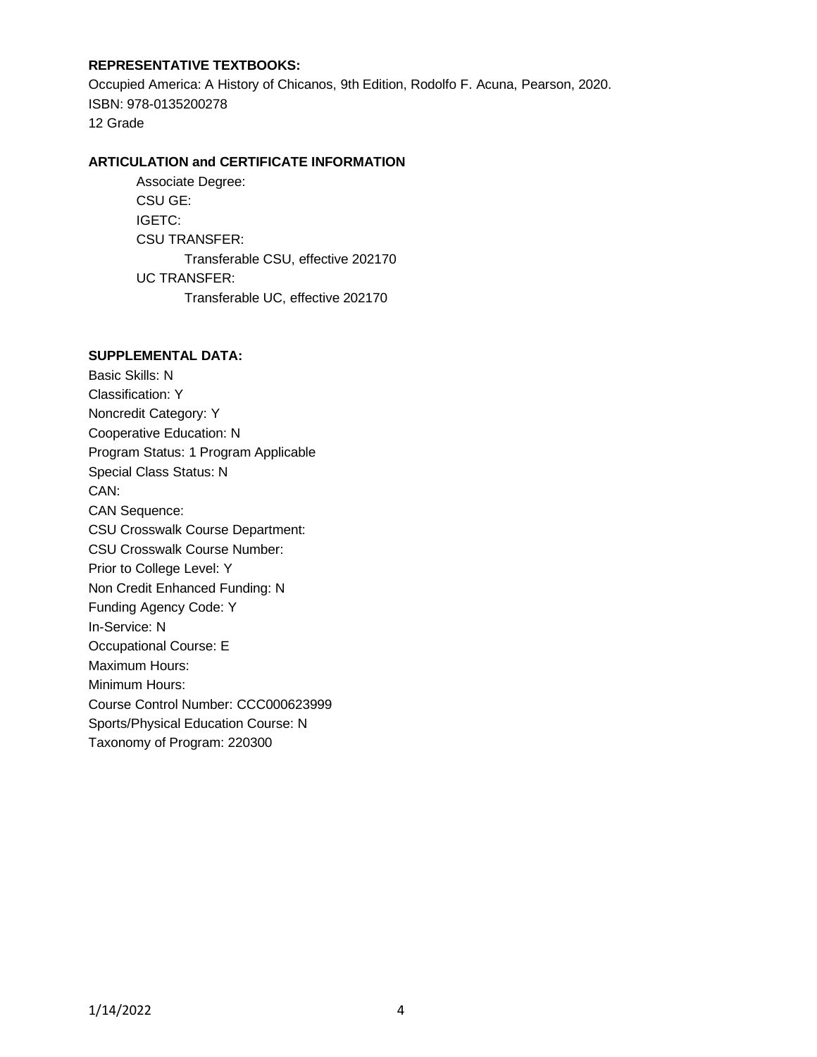**REPRESENTATIVE TEXTBOOKS:**

Occupied America: A History of Chicanos, 9th Edition, Rodolfo F. Acuna, Pearson, 2020.
ISBN: 978-0135200278
12 Grade

**ARTICULATION and CERTIFICATE INFORMATION**

Associate Degree:
CSU GE:
IGETC:
CSU TRANSFER:
    Transferable CSU, effective 202170
UC TRANSFER:
    Transferable UC, effective 202170

**SUPPLEMENTAL DATA:**

Basic Skills: N
Classification: Y
Noncredit Category: Y
Cooperative Education: N
Program Status: 1 Program Applicable
Special Class Status: N
CAN:
CAN Sequence:
CSU Crosswalk Course Department:
CSU Crosswalk Course Number:
Prior to College Level: Y
Non Credit Enhanced Funding: N
Funding Agency Code: Y
In-Service: N
Occupational Course: E
Maximum Hours:
Minimum Hours:
Course Control Number: CCC000623999
Sports/Physical Education Course: N
Taxonomy of Program: 220300